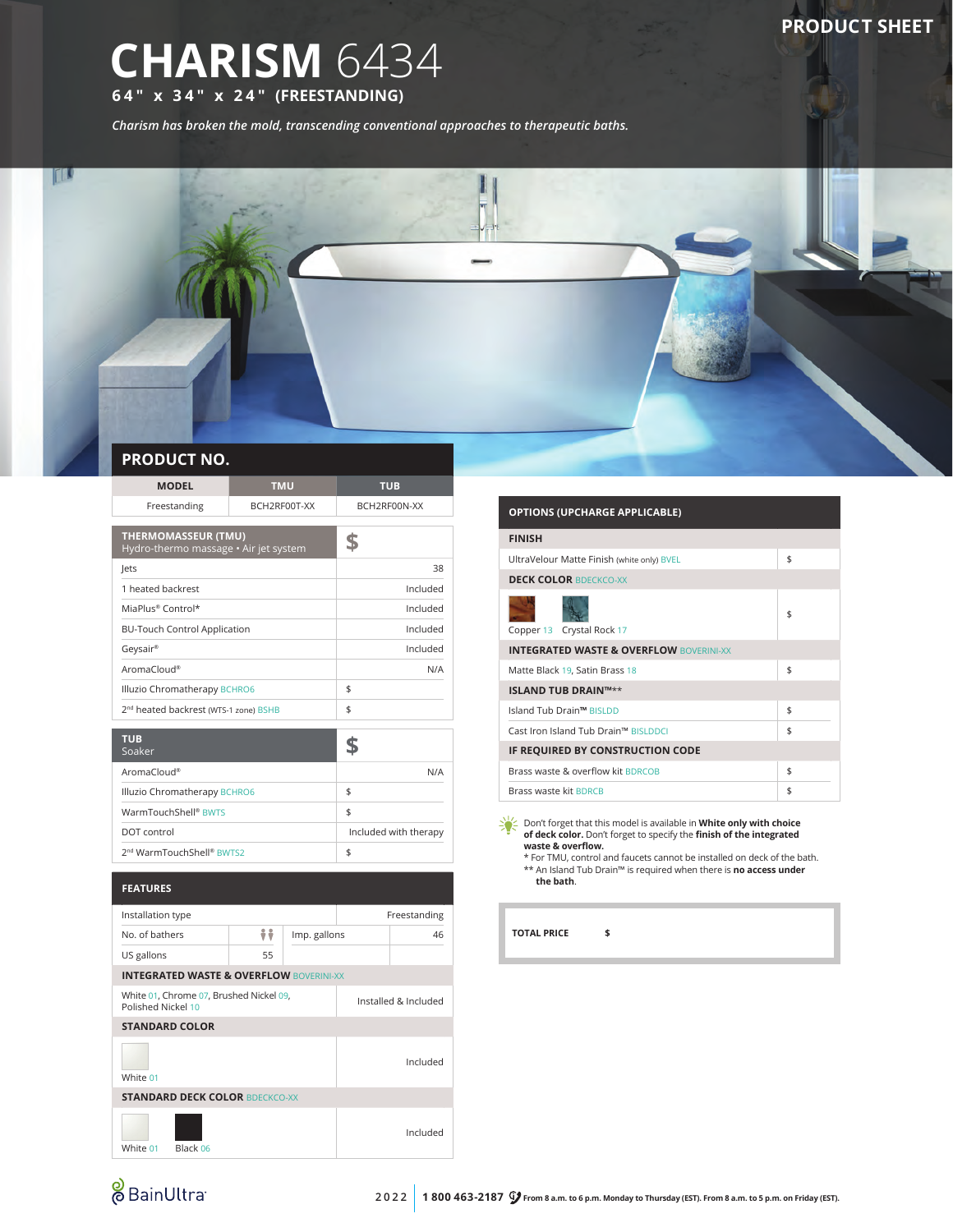PRODUCT SHEET

# CHARISM 6434

**64" x 34" x 24" (FREESTANDING)**

*Charism has broken the mold, transcending conventional approaches to therapeutic baths.*

## PRODUCT NO.

| MODEL | TMU | TUB |
|---|---|---|
| Freestanding | BCH2RF00T-XX | BCH2RF00N-XX |

| THERMOMASSEUR (TMU) Hydro-thermo massage • Air jet system | $ |
|---|---|
| Jets | 38 |
| 1 heated backrest | Included |
| MiaPlus® Control* | Included |
| BU-Touch Control Application | Included |
| Geysair® | Included |
| AromaCloud® | N/A |
| Illuzio Chromatherapy BCHRO6 | $ |
| 2nd heated backrest (WTS-1 zone) BSHB | $ |

| TUB Soaker | $ |
|---|---|
| AromaCloud® | N/A |
| Illuzio Chromatherapy BCHRO6 | $ |
| WarmTouchShell® BWTS | $ |
| DOT control | Included with therapy |
| 2nd WarmTouchShell® BWTS2 | $ |

## FEATURES

| | | | |
|---|---|---|---|
| Installation type | | | Freestanding |
| No. of bathers | 2 | Imp. gallons | 46 |
| US gallons | 55 | | |

| INTEGRATED WASTE & OVERFLOW BOVERINI-XX | |
|---|---|
| White 01, Chrome 07, Brushed Nickel 09, Polished Nickel 10 | Installed & Included |

| STANDARD COLOR | |
|---|---|
| White 01 | Included |

| STANDARD DECK COLOR BDECKCO-XX | |
|---|---|
| White 01, Black 06 | Included |

## OPTIONS (UPCHARGE APPLICABLE)

| FINISH | |
|---|---|
| UltraVelour Matte Finish (white only) BVEL | $ |
| **DECK COLOR** BDECKCO-XX | |
| Copper 13, Crystal Rock 17 | $ |
| **INTEGRATED WASTE & OVERFLOW** BOVERINI-XX | |
| Matte Black 19, Satin Brass 18 | $ |
| **ISLAND TUB DRAIN™\*\*** | |
| Island Tub Drain™ BISLDD | $ |
| Cast Iron Island Tub Drain™ BISLDDCI | $ |
| **IF REQUIRED BY CONSTRUCTION CODE** | |
| Brass waste & overflow kit BDRCOB | $ |
| Brass waste kit BDRCB | $ |

Don't forget that this model is available in **White only with choice of deck color.** Don't forget to specify the **finish of the integrated waste & overflow.**

\* For TMU, control and faucets cannot be installed on deck of the bath.

\*\* An Island Tub Drain™ is required when there is **no access under the bath**.

**TOTAL PRICE** **$**

BainUltra

2022 | **1 800 463-2187** From 8 a.m. to 6 p.m. Monday to Thursday (EST). From 8 a.m. to 5 p.m. on Friday (EST).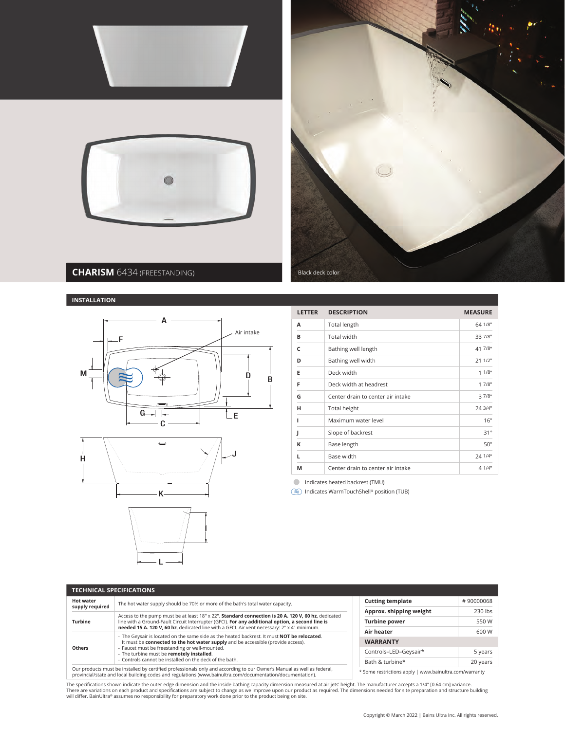## CHARISM 6434 (FREESTANDING)

Black deck color

### INSTALLATION

A
F
Air intake
M
D
B
G
C
E
H
J
K
L

| LETTER | DESCRIPTION | MEASURE |
|---|---|---|
| A | Total length | 64 1/8" |
| B | Total width | 33 7/8" |
| C | Bathing well length | 41 7/8" |
| D | Bathing well width | 21 1/2" |
| E | Deck width | 1 1/8" |
| F | Deck width at headrest | 1 7/8" |
| G | Center drain to center air intake | 3 7/8" |
| H | Total height | 24 3/4" |
| I | Maximum water level | 16" |
| J | Slope of backrest | 31° |
| K | Base length | 50" |
| L | Base width | 24 1/4" |
| M | Center drain to center air intake | 4 1/4" |

Indicates heated backrest (TMU)

Indicates WarmTouchShell® position (TUB)

### TECHNICAL SPECIFICATIONS

| | |
|---|---|
| **Hot water supply required** | The hot water supply should be 70% or more of the bath's total water capacity. |
| **Turbine** | Access to the pump must be at least 18" x 22". **Standard connection is 20 A. 120 V, 60 hz**, dedicated line with a Ground-Fault Circuit Interrupter (GFCI). **For any additional option, a second line is needed 15 A. 120 V, 60 hz**, dedicated line with a GFCI. Air vent necessary: 2" x 4" minimum. |
| **Others** | - The Geysair is located on the same side as the heated backrest. It must **NOT be relocated**. It must be **connected to the hot water supply** and be accessible (provide access).<br>- Faucet must be freestanding or wall-mounted.<br>- The turbine must be **remotely installed**.<br>- Controls cannot be installed on the deck of the bath. |

Our products must be installed by certified professionals only and according to our Owner's Manual as well as federal, provincial/state and local building codes and regulations (www.bainultra.com/documentation/documentation).

| | |
|---|---|
| **Cutting template** | # 90000068 |
| **Approx. shipping weight** | 230 lbs |
| **Turbine power** | 550 W |
| **Air heater** | 600 W |
| **WARRANTY** | |
| Controls–LED–Geysair* | 5 years |
| Bath & turbine* | 20 years |

* Some restrictions apply | www.bainultra.com/warranty

The specifications shown indicate the outer edge dimension and the inside bathing capacity dimension measured at air jets' height. The manufacturer accepts a 1/4" [0.64 cm] variance. There are variations on each product and specifications are subject to change as we improve upon our product as required. The dimensions needed for site preparation and structure building will differ. BainUltra® assumes no responsibility for preparatory work done prior to the product being on site.

Copyright © March 2022 | Bains Ultra Inc. All rights reserved.